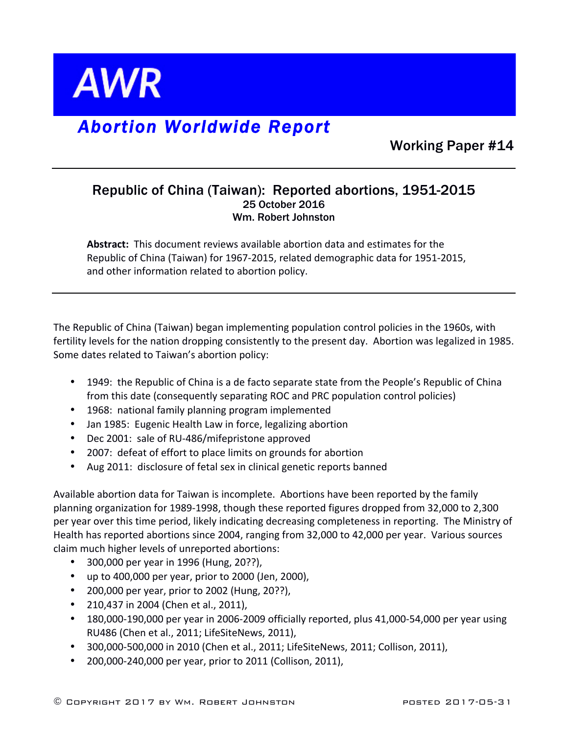# AWR

## *Abortion Worldwide Report*

Working Paper #14

---

### Republic of China (Taiwan): Reported abortions, 1951-2015

25 October 2016
Wm. Robert Johnston

**Abstract:** This document reviews available abortion data and estimates for the Republic of China (Taiwan) for 1967-2015, related demographic data for 1951-2015, and other information related to abortion policy.

---

The Republic of China (Taiwan) began implementing population control policies in the 1960s, with fertility levels for the nation dropping consistently to the present day. Abortion was legalized in 1985. Some dates related to Taiwan's abortion policy:

- 1949: the Republic of China is a de facto separate state from the People's Republic of China from this date (consequently separating ROC and PRC population control policies)
- 1968: national family planning program implemented
- Jan 1985: Eugenic Health Law in force, legalizing abortion
- Dec 2001: sale of RU-486/mifepristone approved
- 2007: defeat of effort to place limits on grounds for abortion
- Aug 2011: disclosure of fetal sex in clinical genetic reports banned

Available abortion data for Taiwan is incomplete. Abortions have been reported by the family planning organization for 1989-1998, though these reported figures dropped from 32,000 to 2,300 per year over this time period, likely indicating decreasing completeness in reporting. The Ministry of Health has reported abortions since 2004, ranging from 32,000 to 42,000 per year. Various sources claim much higher levels of unreported abortions:

- 300,000 per year in 1996 (Hung, 20??),
- up to 400,000 per year, prior to 2000 (Jen, 2000),
- 200,000 per year, prior to 2002 (Hung, 20??),
- 210,437 in 2004 (Chen et al., 2011),
- 180,000-190,000 per year in 2006-2009 officially reported, plus 41,000-54,000 per year using RU486 (Chen et al., 2011; LifeSiteNews, 2011),
- 300,000-500,000 in 2010 (Chen et al., 2011; LifeSiteNews, 2011; Collison, 2011),
- 200,000-240,000 per year, prior to 2011 (Collison, 2011),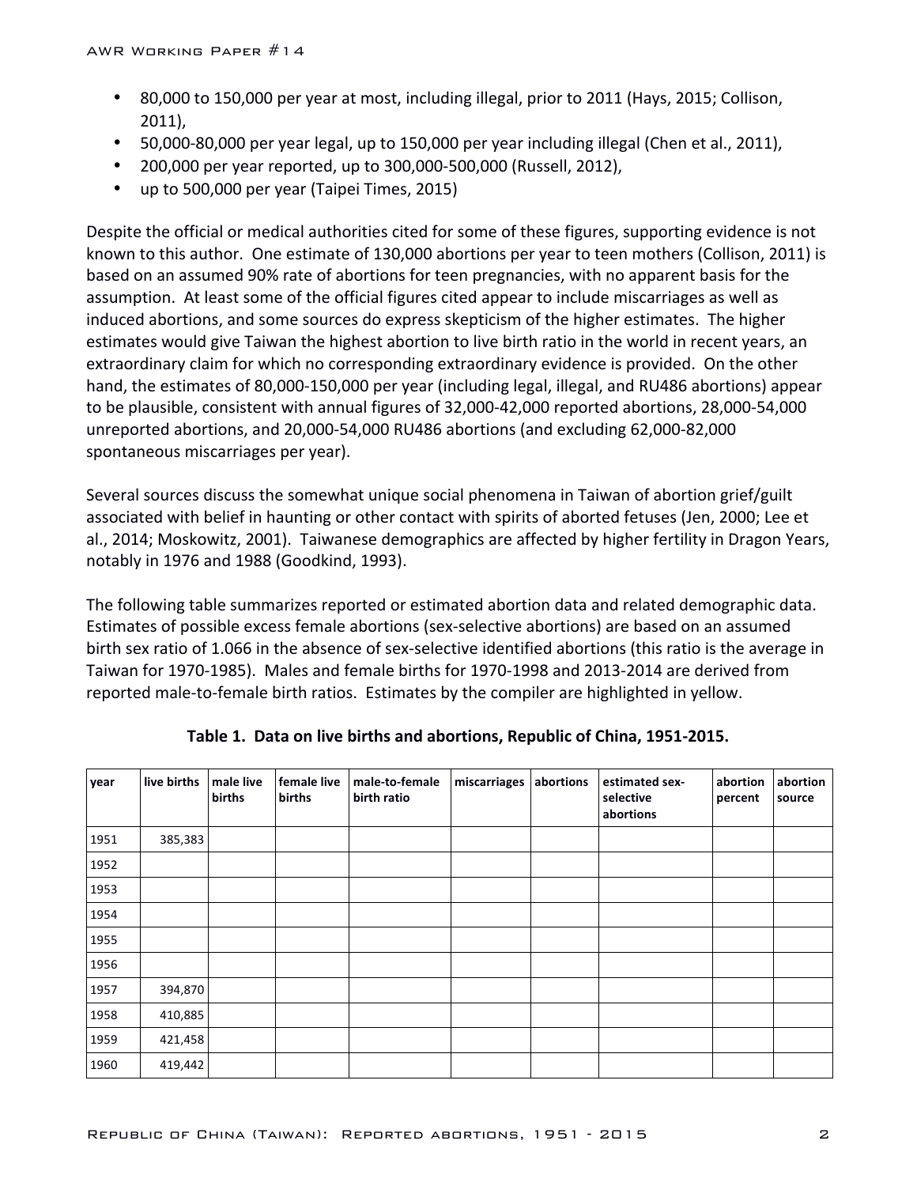- 80,000 to 150,000 per year at most, including illegal, prior to 2011 (Hays, 2015; Collison, 2011),
- 50,000-80,000 per year legal, up to 150,000 per year including illegal (Chen et al., 2011),
- 200,000 per year reported, up to 300,000-500,000 (Russell, 2012),
- up to 500,000 per year (Taipei Times, 2015)

Despite the official or medical authorities cited for some of these figures, supporting evidence is not known to this author. One estimate of 130,000 abortions per year to teen mothers (Collison, 2011) is based on an assumed 90% rate of abortions for teen pregnancies, with no apparent basis for the assumption. At least some of the official figures cited appear to include miscarriages as well as induced abortions, and some sources do express skepticism of the higher estimates. The higher estimates would give Taiwan the highest abortion to live birth ratio in the world in recent years, an extraordinary claim for which no corresponding extraordinary evidence is provided. On the other hand, the estimates of 80,000-150,000 per year (including legal, illegal, and RU486 abortions) appear to be plausible, consistent with annual figures of 32,000-42,000 reported abortions, 28,000-54,000 unreported abortions, and 20,000-54,000 RU486 abortions (and excluding 62,000-82,000 spontaneous miscarriages per year).

Several sources discuss the somewhat unique social phenomena in Taiwan of abortion grief/guilt associated with belief in haunting or other contact with spirits of aborted fetuses (Jen, 2000; Lee et al., 2014; Moskowitz, 2001). Taiwanese demographics are affected by higher fertility in Dragon Years, notably in 1976 and 1988 (Goodkind, 1993).

The following table summarizes reported or estimated abortion data and related demographic data. Estimates of possible excess female abortions (sex-selective abortions) are based on an assumed birth sex ratio of 1.066 in the absence of sex-selective identified abortions (this ratio is the average in Taiwan for 1970-1985). Males and female births for 1970-1998 and 2013-2014 are derived from reported male-to-female birth ratios. Estimates by the compiler are highlighted in yellow.

**Table 1. Data on live births and abortions, Republic of China, 1951-2015.**

| year | live births | male live births | female live births | male-to-female birth ratio | miscarriages | abortions | estimated sex-selective abortions | abortion percent | abortion source |
|---|---|---|---|---|---|---|---|---|---|
| 1951 | 385,383 | | | | | | | | |
| 1952 | | | | | | | | | |
| 1953 | | | | | | | | | |
| 1954 | | | | | | | | | |
| 1955 | | | | | | | | | |
| 1956 | | | | | | | | | |
| 1957 | 394,870 | | | | | | | | |
| 1958 | 410,885 | | | | | | | | |
| 1959 | 421,458 | | | | | | | | |
| 1960 | 419,442 | | | | | | | | |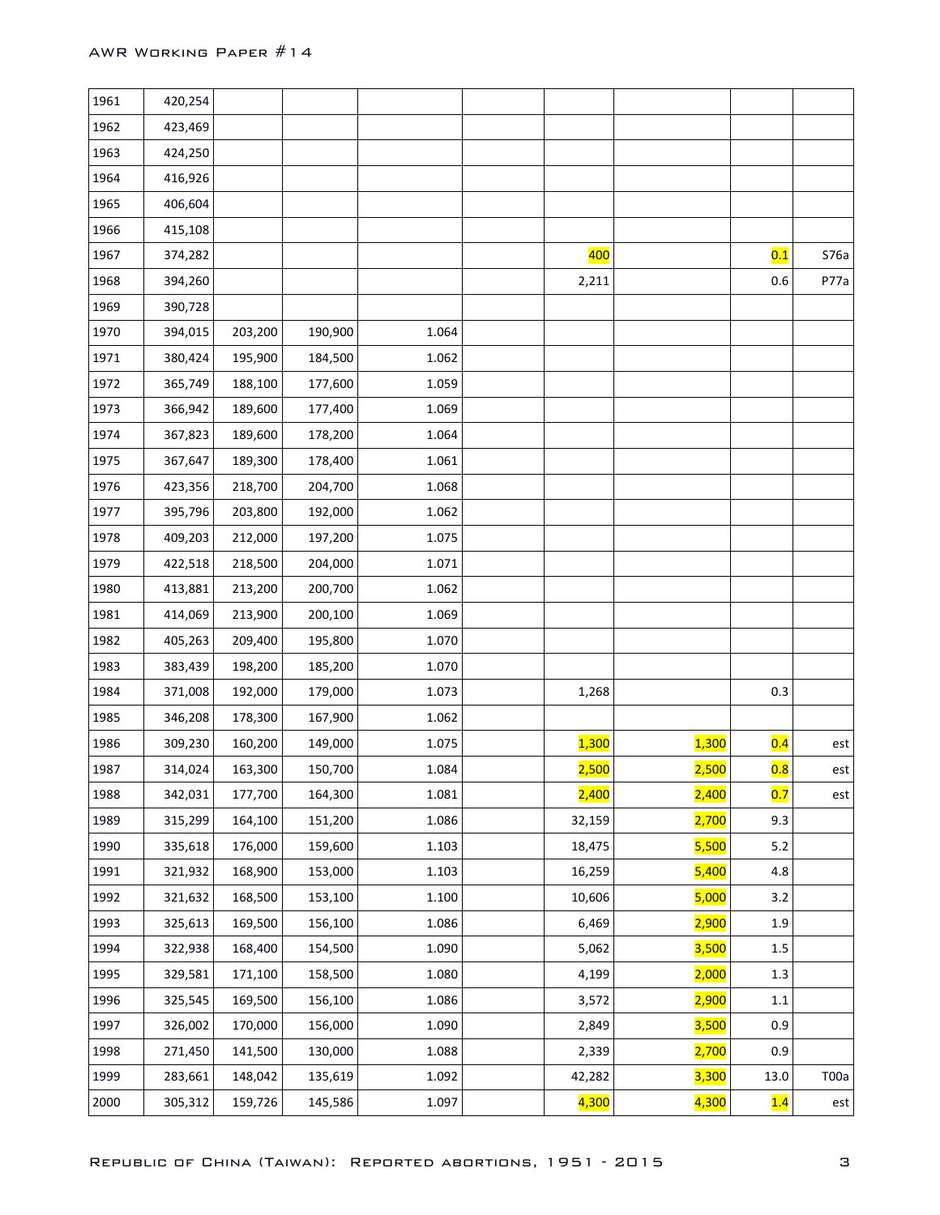| | | | | | | | | | |
|---|---|---|---|---|---|---|---|---|---|
| 1961 | 420,254 | | | | | | | | |
| 1962 | 423,469 | | | | | | | | |
| 1963 | 424,250 | | | | | | | | |
| 1964 | 416,926 | | | | | | | | |
| 1965 | 406,604 | | | | | | | | |
| 1966 | 415,108 | | | | | | | | |
| 1967 | 374,282 | | | | | 400 | | 0.1 | S76a |
| 1968 | 394,260 | | | | | 2,211 | | 0.6 | P77a |
| 1969 | 390,728 | | | | | | | | |
| 1970 | 394,015 | 203,200 | 190,900 | 1.064 | | | | | |
| 1971 | 380,424 | 195,900 | 184,500 | 1.062 | | | | | |
| 1972 | 365,749 | 188,100 | 177,600 | 1.059 | | | | | |
| 1973 | 366,942 | 189,600 | 177,400 | 1.069 | | | | | |
| 1974 | 367,823 | 189,600 | 178,200 | 1.064 | | | | | |
| 1975 | 367,647 | 189,300 | 178,400 | 1.061 | | | | | |
| 1976 | 423,356 | 218,700 | 204,700 | 1.068 | | | | | |
| 1977 | 395,796 | 203,800 | 192,000 | 1.062 | | | | | |
| 1978 | 409,203 | 212,000 | 197,200 | 1.075 | | | | | |
| 1979 | 422,518 | 218,500 | 204,000 | 1.071 | | | | | |
| 1980 | 413,881 | 213,200 | 200,700 | 1.062 | | | | | |
| 1981 | 414,069 | 213,900 | 200,100 | 1.069 | | | | | |
| 1982 | 405,263 | 209,400 | 195,800 | 1.070 | | | | | |
| 1983 | 383,439 | 198,200 | 185,200 | 1.070 | | | | | |
| 1984 | 371,008 | 192,000 | 179,000 | 1.073 | | 1,268 | | 0.3 | |
| 1985 | 346,208 | 178,300 | 167,900 | 1.062 | | | | | |
| 1986 | 309,230 | 160,200 | 149,000 | 1.075 | | 1,300 | 1,300 | 0.4 | est |
| 1987 | 314,024 | 163,300 | 150,700 | 1.084 | | 2,500 | 2,500 | 0.8 | est |
| 1988 | 342,031 | 177,700 | 164,300 | 1.081 | | 2,400 | 2,400 | 0.7 | est |
| 1989 | 315,299 | 164,100 | 151,200 | 1.086 | | 32,159 | 2,700 | 9.3 | |
| 1990 | 335,618 | 176,000 | 159,600 | 1.103 | | 18,475 | 5,500 | 5.2 | |
| 1991 | 321,932 | 168,900 | 153,000 | 1.103 | | 16,259 | 5,400 | 4.8 | |
| 1992 | 321,632 | 168,500 | 153,100 | 1.100 | | 10,606 | 5,000 | 3.2 | |
| 1993 | 325,613 | 169,500 | 156,100 | 1.086 | | 6,469 | 2,900 | 1.9 | |
| 1994 | 322,938 | 168,400 | 154,500 | 1.090 | | 5,062 | 3,500 | 1.5 | |
| 1995 | 329,581 | 171,100 | 158,500 | 1.080 | | 4,199 | 2,000 | 1.3 | |
| 1996 | 325,545 | 169,500 | 156,100 | 1.086 | | 3,572 | 2,900 | 1.1 | |
| 1997 | 326,002 | 170,000 | 156,000 | 1.090 | | 2,849 | 3,500 | 0.9 | |
| 1998 | 271,450 | 141,500 | 130,000 | 1.088 | | 2,339 | 2,700 | 0.9 | |
| 1999 | 283,661 | 148,042 | 135,619 | 1.092 | | 42,282 | 3,300 | 13.0 | T00a |
| 2000 | 305,312 | 159,726 | 145,586 | 1.097 | | 4,300 | 4,300 | 1.4 | est |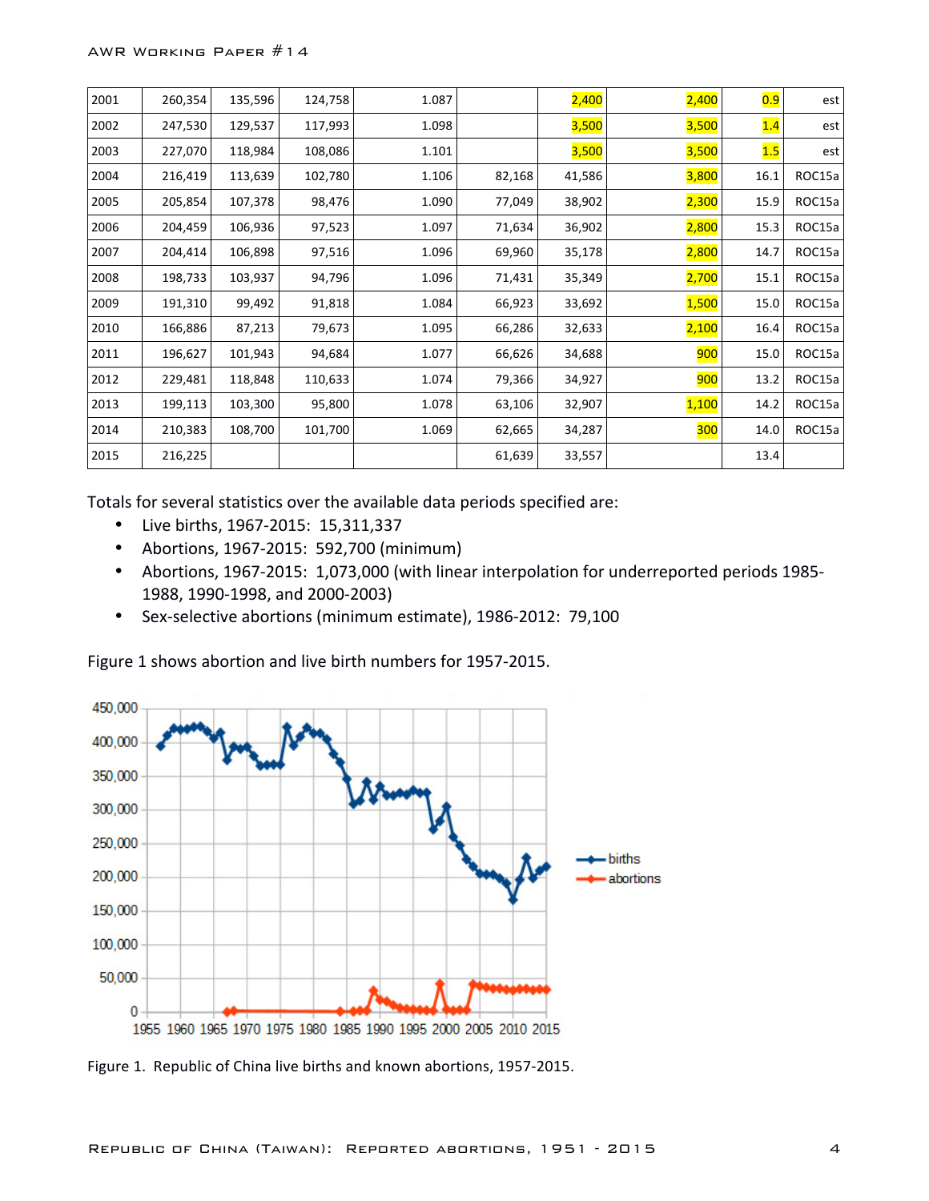| 2001 | 260,354 | 135,596 | 124,758 | 1.087 | | 2,400 | 2,400 | 0.9 | est |
|---|---|---|---|---|---|---|---|---|---|
| 2002 | 247,530 | 129,537 | 117,993 | 1.098 | | 3,500 | 3,500 | 1.4 | est |
| 2003 | 227,070 | 118,984 | 108,086 | 1.101 | | 3,500 | 3,500 | 1.5 | est |
| 2004 | 216,419 | 113,639 | 102,780 | 1.106 | 82,168 | 41,586 | 3,800 | 16.1 | ROC15a |
| 2005 | 205,854 | 107,378 | 98,476 | 1.090 | 77,049 | 38,902 | 2,300 | 15.9 | ROC15a |
| 2006 | 204,459 | 106,936 | 97,523 | 1.097 | 71,634 | 36,902 | 2,800 | 15.3 | ROC15a |
| 2007 | 204,414 | 106,898 | 97,516 | 1.096 | 69,960 | 35,178 | 2,800 | 14.7 | ROC15a |
| 2008 | 198,733 | 103,937 | 94,796 | 1.096 | 71,431 | 35,349 | 2,700 | 15.1 | ROC15a |
| 2009 | 191,310 | 99,492 | 91,818 | 1.084 | 66,923 | 33,692 | 1,500 | 15.0 | ROC15a |
| 2010 | 166,886 | 87,213 | 79,673 | 1.095 | 66,286 | 32,633 | 2,100 | 16.4 | ROC15a |
| 2011 | 196,627 | 101,943 | 94,684 | 1.077 | 66,626 | 34,688 | 900 | 15.0 | ROC15a |
| 2012 | 229,481 | 118,848 | 110,633 | 1.074 | 79,366 | 34,927 | 900 | 13.2 | ROC15a |
| 2013 | 199,113 | 103,300 | 95,800 | 1.078 | 63,106 | 32,907 | 1,100 | 14.2 | ROC15a |
| 2014 | 210,383 | 108,700 | 101,700 | 1.069 | 62,665 | 34,287 | 300 | 14.0 | ROC15a |
| 2015 | 216,225 | | | | 61,639 | 33,557 | | 13.4 | |

Totals for several statistics over the available data periods specified are:

- Live births, 1967-2015: 15,311,337
- Abortions, 1967-2015: 592,700 (minimum)
- Abortions, 1967-2015: 1,073,000 (with linear interpolation for underreported periods 1985-1988, 1990-1998, and 2000-2003)
- Sex-selective abortions (minimum estimate), 1986-2012: 79,100

Figure 1 shows abortion and live birth numbers for 1957-2015.

Figure 1. Republic of China live births and known abortions, 1957-2015.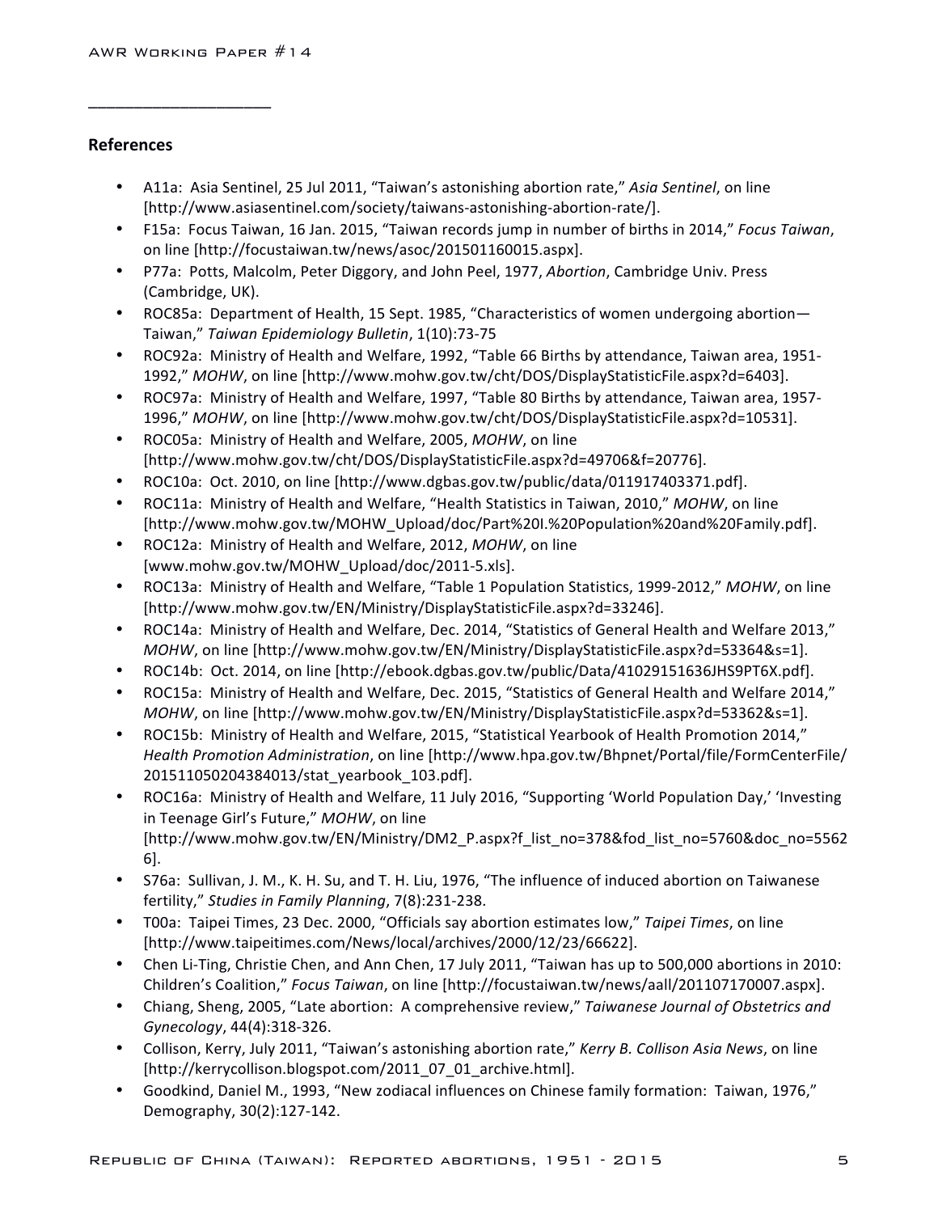______________________

**References**

- A11a: Asia Sentinel, 25 Jul 2011, "Taiwan's astonishing abortion rate," *Asia Sentinel*, on line [http://www.asiasentinel.com/society/taiwans-astonishing-abortion-rate/].
- F15a: Focus Taiwan, 16 Jan. 2015, "Taiwan records jump in number of births in 2014," *Focus Taiwan*, on line [http://focustaiwan.tw/news/asoc/201501160015.aspx].
- P77a: Potts, Malcolm, Peter Diggory, and John Peel, 1977, *Abortion*, Cambridge Univ. Press (Cambridge, UK).
- ROC85a: Department of Health, 15 Sept. 1985, "Characteristics of women undergoing abortion—Taiwan," *Taiwan Epidemiology Bulletin*, 1(10):73-75
- ROC92a: Ministry of Health and Welfare, 1992, "Table 66 Births by attendance, Taiwan area, 1951-1992," *MOHW*, on line [http://www.mohw.gov.tw/cht/DOS/DisplayStatisticFile.aspx?d=6403].
- ROC97a: Ministry of Health and Welfare, 1997, "Table 80 Births by attendance, Taiwan area, 1957-1996," *MOHW*, on line [http://www.mohw.gov.tw/cht/DOS/DisplayStatisticFile.aspx?d=10531].
- ROC05a: Ministry of Health and Welfare, 2005, *MOHW*, on line [http://www.mohw.gov.tw/cht/DOS/DisplayStatisticFile.aspx?d=49706&f=20776].
- ROC10a: Oct. 2010, on line [http://www.dgbas.gov.tw/public/data/011917403371.pdf].
- ROC11a: Ministry of Health and Welfare, "Health Statistics in Taiwan, 2010," *MOHW*, on line [http://www.mohw.gov.tw/MOHW_Upload/doc/Part%20I.%20Population%20and%20Family.pdf].
- ROC12a: Ministry of Health and Welfare, 2012, *MOHW*, on line [www.mohw.gov.tw/MOHW_Upload/doc/2011-5.xls].
- ROC13a: Ministry of Health and Welfare, "Table 1 Population Statistics, 1999-2012," *MOHW*, on line [http://www.mohw.gov.tw/EN/Ministry/DisplayStatisticFile.aspx?d=33246].
- ROC14a: Ministry of Health and Welfare, Dec. 2014, "Statistics of General Health and Welfare 2013," *MOHW*, on line [http://www.mohw.gov.tw/EN/Ministry/DisplayStatisticFile.aspx?d=53364&s=1].
- ROC14b: Oct. 2014, on line [http://ebook.dgbas.gov.tw/public/Data/41029151636JHS9PT6X.pdf].
- ROC15a: Ministry of Health and Welfare, Dec. 2015, "Statistics of General Health and Welfare 2014," *MOHW*, on line [http://www.mohw.gov.tw/EN/Ministry/DisplayStatisticFile.aspx?d=53362&s=1].
- ROC15b: Ministry of Health and Welfare, 2015, "Statistical Yearbook of Health Promotion 2014," *Health Promotion Administration*, on line [http://www.hpa.gov.tw/Bhpnet/Portal/file/FormCenterFile/201511050204384013/stat_yearbook_103.pdf].
- ROC16a: Ministry of Health and Welfare, 11 July 2016, "Supporting 'World Population Day,' 'Investing in Teenage Girl's Future," *MOHW*, on line [http://www.mohw.gov.tw/EN/Ministry/DM2_P.aspx?f_list_no=378&fod_list_no=5760&doc_no=55626].
- S76a: Sullivan, J. M., K. H. Su, and T. H. Liu, 1976, "The influence of induced abortion on Taiwanese fertility," *Studies in Family Planning*, 7(8):231-238.
- T00a: Taipei Times, 23 Dec. 2000, "Officials say abortion estimates low," *Taipei Times*, on line [http://www.taipeitimes.com/News/local/archives/2000/12/23/66622].
- Chen Li-Ting, Christie Chen, and Ann Chen, 17 July 2011, "Taiwan has up to 500,000 abortions in 2010: Children's Coalition," *Focus Taiwan*, on line [http://focustaiwan.tw/news/aall/201107170007.aspx].
- Chiang, Sheng, 2005, "Late abortion: A comprehensive review," *Taiwanese Journal of Obstetrics and Gynecology*, 44(4):318-326.
- Collison, Kerry, July 2011, "Taiwan's astonishing abortion rate," *Kerry B. Collison Asia News*, on line [http://kerrycollison.blogspot.com/2011_07_01_archive.html].
- Goodkind, Daniel M., 1993, "New zodiacal influences on Chinese family formation: Taiwan, 1976," Demography, 30(2):127-142.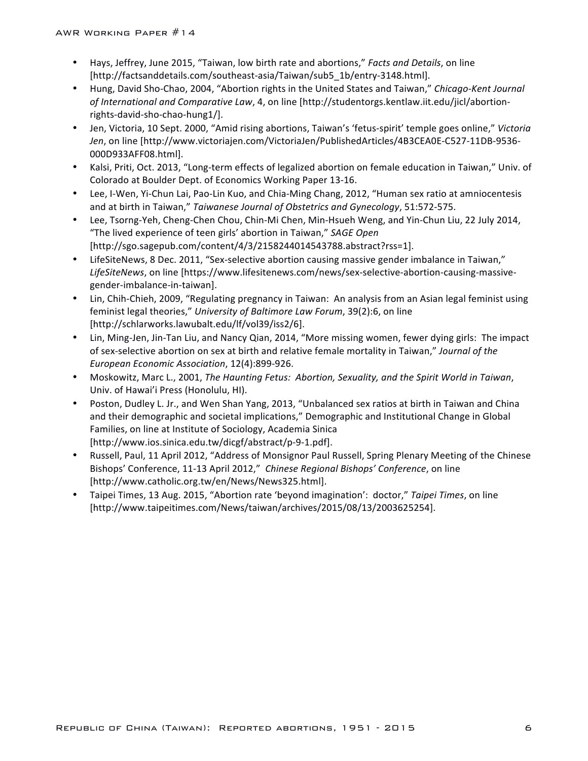- Hays, Jeffrey, June 2015, "Taiwan, low birth rate and abortions," *Facts and Details*, on line [http://factsanddetails.com/southeast-asia/Taiwan/sub5_1b/entry-3148.html].
- Hung, David Sho-Chao, 2004, "Abortion rights in the United States and Taiwan," *Chicago-Kent Journal of International and Comparative Law*, 4, on line [http://studentorgs.kentlaw.iit.edu/jicl/abortion-rights-david-sho-chao-hung1/].
- Jen, Victoria, 10 Sept. 2000, "Amid rising abortions, Taiwan's 'fetus-spirit' temple goes online," *Victoria Jen*, on line [http://www.victoriajen.com/VictoriaJen/PublishedArticles/4B3CEA0E-C527-11DB-9536-000D933AFF08.html].
- Kalsi, Priti, Oct. 2013, "Long-term effects of legalized abortion on female education in Taiwan," Univ. of Colorado at Boulder Dept. of Economics Working Paper 13-16.
- Lee, I-Wen, Yi-Chun Lai, Pao-Lin Kuo, and Chia-Ming Chang, 2012, "Human sex ratio at amniocentesis and at birth in Taiwan," *Taiwanese Journal of Obstetrics and Gynecology*, 51:572-575.
- Lee, Tsorng-Yeh, Cheng-Chen Chou, Chin-Mi Chen, Min-Hsueh Weng, and Yin-Chun Liu, 22 July 2014, "The lived experience of teen girls' abortion in Taiwan," *SAGE Open* [http://sgo.sagepub.com/content/4/3/2158244014543788.abstract?rss=1].
- LifeSiteNews, 8 Dec. 2011, "Sex-selective abortion causing massive gender imbalance in Taiwan," *LifeSiteNews*, on line [https://www.lifesitenews.com/news/sex-selective-abortion-causing-massive-gender-imbalance-in-taiwan].
- Lin, Chih-Chieh, 2009, "Regulating pregnancy in Taiwan: An analysis from an Asian legal feminist using feminist legal theories," *University of Baltimore Law Forum*, 39(2):6, on line [http://schlarworks.lawubalt.edu/lf/vol39/iss2/6].
- Lin, Ming-Jen, Jin-Tan Liu, and Nancy Qian, 2014, "More missing women, fewer dying girls: The impact of sex-selective abortion on sex at birth and relative female mortality in Taiwan," *Journal of the European Economic Association*, 12(4):899-926.
- Moskowitz, Marc L., 2001, *The Haunting Fetus: Abortion, Sexuality, and the Spirit World in Taiwan*, Univ. of Hawai'i Press (Honolulu, HI).
- Poston, Dudley L. Jr., and Wen Shan Yang, 2013, "Unbalanced sex ratios at birth in Taiwan and China and their demographic and societal implications," Demographic and Institutional Change in Global Families, on line at Institute of Sociology, Academia Sinica [http://www.ios.sinica.edu.tw/dicgf/abstract/p-9-1.pdf].
- Russell, Paul, 11 April 2012, "Address of Monsignor Paul Russell, Spring Plenary Meeting of the Chinese Bishops' Conference, 11-13 April 2012," *Chinese Regional Bishops' Conference*, on line [http://www.catholic.org.tw/en/News/News325.html].
- Taipei Times, 13 Aug. 2015, "Abortion rate 'beyond imagination': doctor," *Taipei Times*, on line [http://www.taipeitimes.com/News/taiwan/archives/2015/08/13/2003625254].